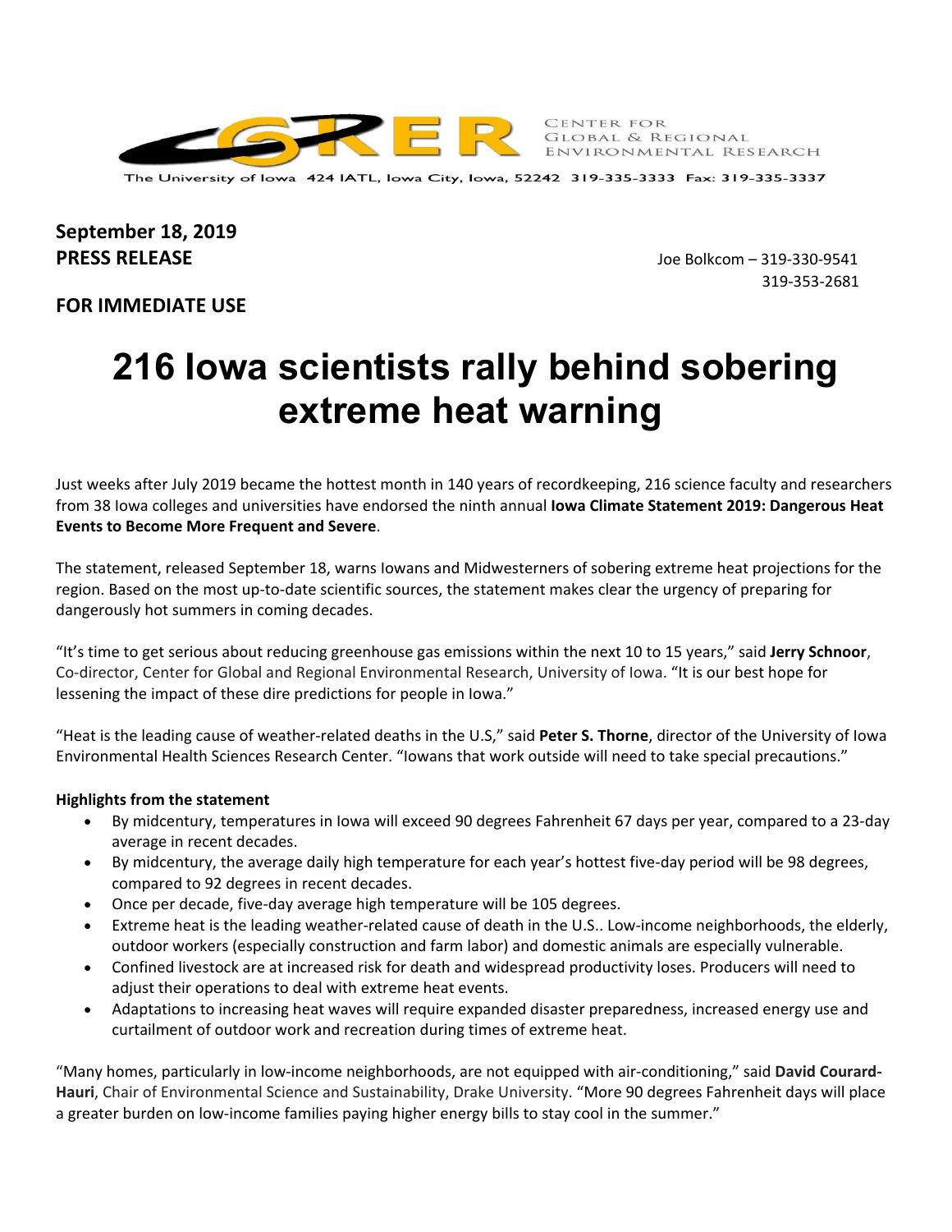CENTER FOR GLOBAL & REGIONAL ENVIRONMENTAL RESEARCH

The University of Iowa 424 IATL, Iowa City, Iowa, 52242 319-335-3333 Fax: 319-335-3337

**September 18, 2019**
**PRESS RELEASE**

Joe Bolkcom – 319-330-9541
319-353-2681

**FOR IMMEDIATE USE**

# 216 Iowa scientists rally behind sobering extreme heat warning

Just weeks after July 2019 became the hottest month in 140 years of recordkeeping, 216 science faculty and researchers from 38 Iowa colleges and universities have endorsed the ninth annual **Iowa Climate Statement 2019: Dangerous Heat Events to Become More Frequent and Severe**.

The statement, released September 18, warns Iowans and Midwesterners of sobering extreme heat projections for the region. Based on the most up-to-date scientific sources, the statement makes clear the urgency of preparing for dangerously hot summers in coming decades.

"It's time to get serious about reducing greenhouse gas emissions within the next 10 to 15 years," said **Jerry Schnoor**, Co-director, Center for Global and Regional Environmental Research, University of Iowa. "It is our best hope for lessening the impact of these dire predictions for people in Iowa."

"Heat is the leading cause of weather-related deaths in the U.S," said **Peter S. Thorne**, director of the University of Iowa Environmental Health Sciences Research Center. "Iowans that work outside will need to take special precautions."

**Highlights from the statement**

- By midcentury, temperatures in Iowa will exceed 90 degrees Fahrenheit 67 days per year, compared to a 23-day average in recent decades.
- By midcentury, the average daily high temperature for each year's hottest five-day period will be 98 degrees, compared to 92 degrees in recent decades.
- Once per decade, five-day average high temperature will be 105 degrees.
- Extreme heat is the leading weather-related cause of death in the U.S.. Low-income neighborhoods, the elderly, outdoor workers (especially construction and farm labor) and domestic animals are especially vulnerable.
- Confined livestock are at increased risk for death and widespread productivity loses. Producers will need to adjust their operations to deal with extreme heat events.
- Adaptations to increasing heat waves will require expanded disaster preparedness, increased energy use and curtailment of outdoor work and recreation during times of extreme heat.

"Many homes, particularly in low-income neighborhoods, are not equipped with air-conditioning," said **David Courard-Hauri**, Chair of Environmental Science and Sustainability, Drake University. "More 90 degrees Fahrenheit days will place a greater burden on low-income families paying higher energy bills to stay cool in the summer."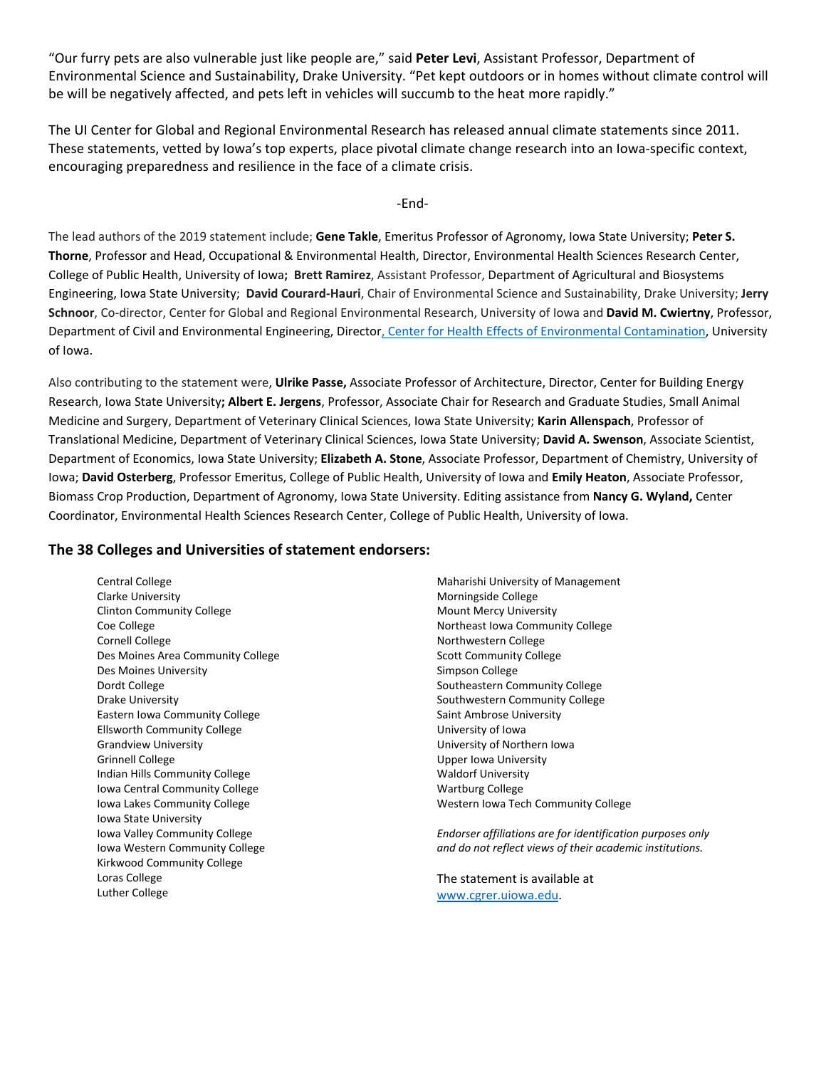"Our furry pets are also vulnerable just like people are," said **Peter Levi**, Assistant Professor, Department of Environmental Science and Sustainability, Drake University. "Pet kept outdoors or in homes without climate control will be will be negatively affected, and pets left in vehicles will succumb to the heat more rapidly."

The UI Center for Global and Regional Environmental Research has released annual climate statements since 2011. These statements, vetted by Iowa's top experts, place pivotal climate change research into an Iowa-specific context, encouraging preparedness and resilience in the face of a climate crisis.

-End-

The lead authors of the 2019 statement include; **Gene Takle**, Emeritus Professor of Agronomy, Iowa State University; **Peter S. Thorne**, Professor and Head, Occupational & Environmental Health, Director, Environmental Health Sciences Research Center, College of Public Health, University of Iowa**; Brett Ramirez**, Assistant Professor, Department of Agricultural and Biosystems Engineering, Iowa State University; **David Courard-Hauri**, Chair of Environmental Science and Sustainability, Drake University; **Jerry Schnoor**, Co-director, Center for Global and Regional Environmental Research, University of Iowa and **David M. Cwiertny**, Professor, Department of Civil and Environmental Engineering, Director, Center for Health Effects of Environmental Contamination, University of Iowa.

Also contributing to the statement were, **Ulrike Passe,** Associate Professor of Architecture, Director, Center for Building Energy Research, Iowa State University**; Albert E. Jergens**, Professor, Associate Chair for Research and Graduate Studies, Small Animal Medicine and Surgery, Department of Veterinary Clinical Sciences, Iowa State University; **Karin Allenspach**, Professor of Translational Medicine, Department of Veterinary Clinical Sciences, Iowa State University; **David A. Swenson**, Associate Scientist, Department of Economics, Iowa State University; **Elizabeth A. Stone**, Associate Professor, Department of Chemistry, University of Iowa; **David Osterberg**, Professor Emeritus, College of Public Health, University of Iowa and **Emily Heaton**, Associate Professor, Biomass Crop Production, Department of Agronomy, Iowa State University. Editing assistance from **Nancy G. Wyland,** Center Coordinator, Environmental Health Sciences Research Center, College of Public Health, University of Iowa.

## The 38 Colleges and Universities of statement endorsers:

Central College
Clarke University
Clinton Community College
Coe College
Cornell College
Des Moines Area Community College
Des Moines University
Dordt College
Drake University
Eastern Iowa Community College
Ellsworth Community College
Grandview University
Grinnell College
Indian Hills Community College
Iowa Central Community College
Iowa Lakes Community College
Iowa State University
Iowa Valley Community College
Iowa Western Community College
Kirkwood Community College
Loras College
Luther College
Maharishi University of Management
Morningside College
Mount Mercy University
Northeast Iowa Community College
Northwestern College
Scott Community College
Simpson College
Southeastern Community College
Southwestern Community College
Saint Ambrose University
University of Iowa
University of Northern Iowa
Upper Iowa University
Waldorf University
Wartburg College
Western Iowa Tech Community College

*Endorser affiliations are for identification purposes only and do not reflect views of their academic institutions.*

The statement is available at www.cgrer.uiowa.edu.